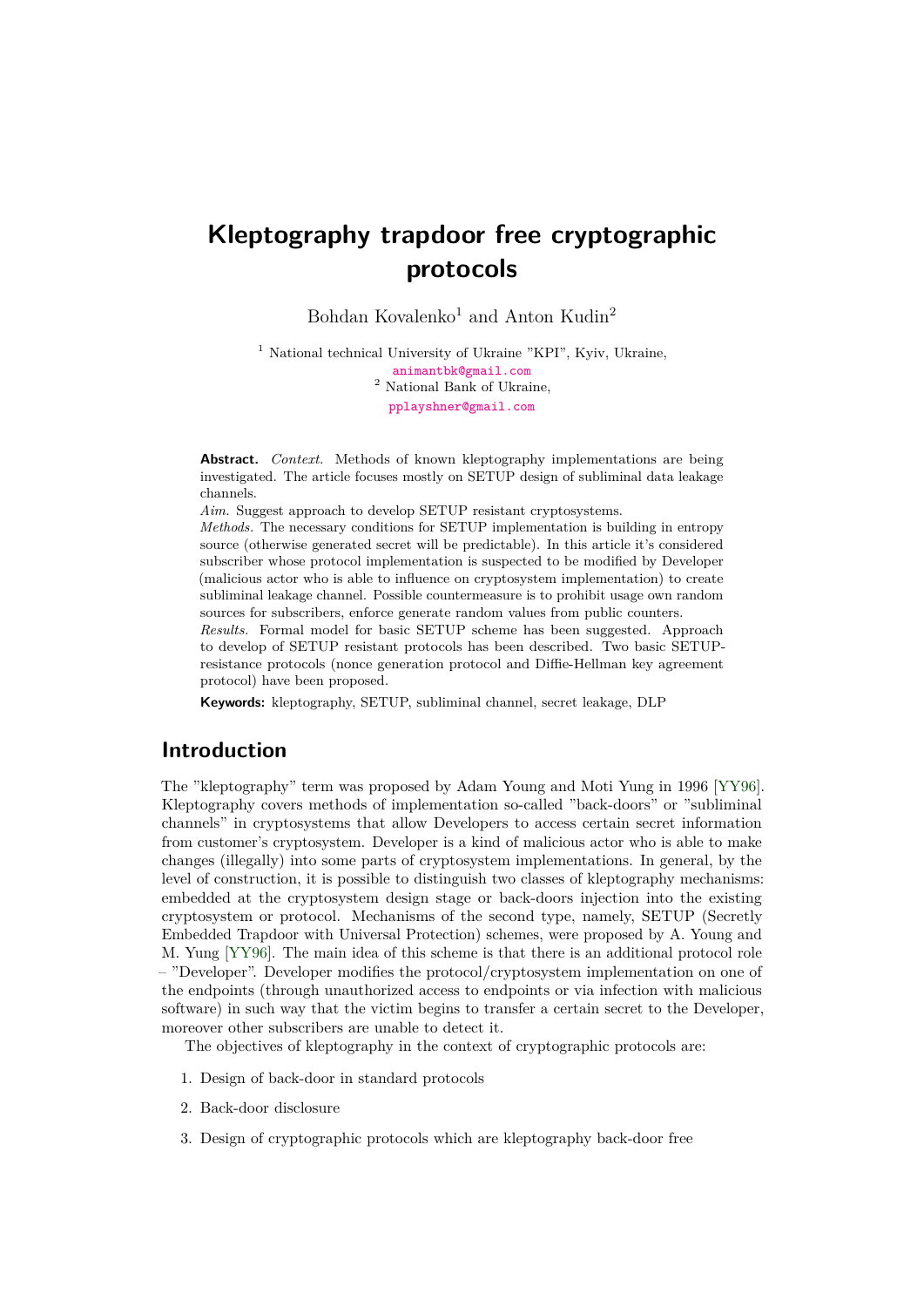# Kleptography trapdoor free cryptographic protocols

Bohdan Kovalenko[1] and Anton Kudin[2]

[1] National technical University of Ukraine "KPI", Kyiv, Ukraine,
animantbk@gmail.com
[2] National Bank of Ukraine,
pplayshner@gmail.com

**Abstract.** *Context.* Methods of known kleptography implementations are being investigated. The article focuses mostly on SETUP design of subliminal data leakage channels.
*Aim.* Suggest approach to develop SETUP resistant cryptosystems.
*Methods.* The necessary conditions for SETUP implementation is building in entropy source (otherwise generated secret will be predictable). In this article it's considered subscriber whose protocol implementation is suspected to be modified by Developer (malicious actor who is able to influence on cryptosystem implementation) to create subliminal leakage channel. Possible countermeasure is to prohibit usage own random sources for subscribers, enforce generate random values from public counters.
*Results.* Formal model for basic SETUP scheme has been suggested. Approach to develop of SETUP resistant protocols has been described. Two basic SETUP-resistance protocols (nonce generation protocol and Diffie-Hellman key agreement protocol) have been proposed.

**Keywords:** kleptography, SETUP, subliminal channel, secret leakage, DLP

## Introduction

The "kleptography" term was proposed by Adam Young and Moti Yung in 1996 [YY96]. Kleptography covers methods of implementation so-called "back-doors" or "subliminal channels" in cryptosystems that allow Developers to access certain secret information from customer's cryptosystem. Developer is a kind of malicious actor who is able to make changes (illegally) into some parts of cryptosystem implementations. In general, by the level of construction, it is possible to distinguish two classes of kleptography mechanisms: embedded at the cryptosystem design stage or back-doors injection into the existing cryptosystem or protocol. Mechanisms of the second type, namely, SETUP (Secretly Embedded Trapdoor with Universal Protection) schemes, were proposed by A. Young and M. Yung [YY96]. The main idea of this scheme is that there is an additional protocol role – "Developer". Developer modifies the protocol/cryptosystem implementation on one of the endpoints (through unauthorized access to endpoints or via infection with malicious software) in such way that the victim begins to transfer a certain secret to the Developer, moreover other subscribers are unable to detect it.

The objectives of kleptography in the context of cryptographic protocols are:

1. Design of back-door in standard protocols
2. Back-door disclosure
3. Design of cryptographic protocols which are kleptography back-door free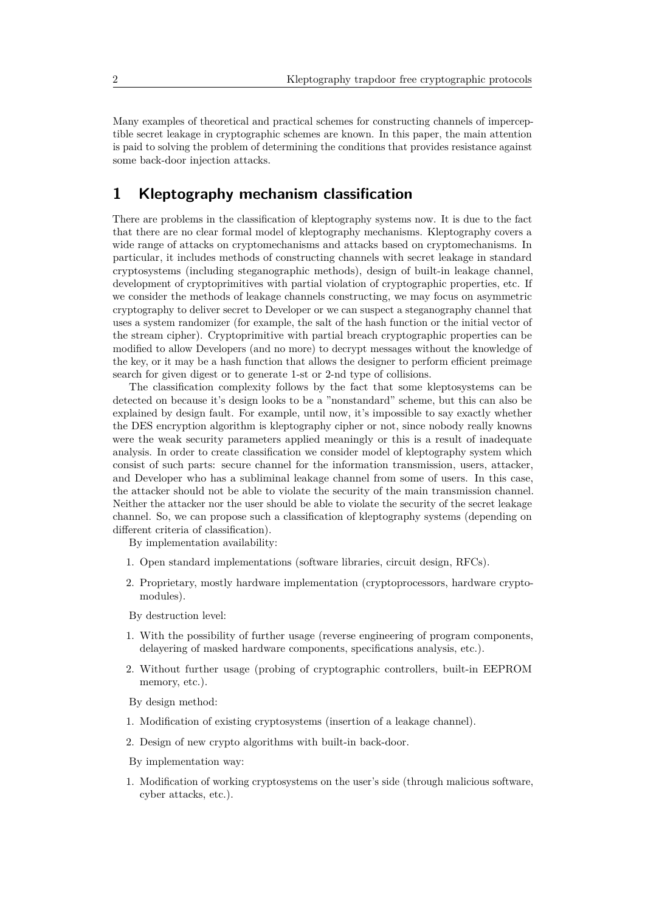Many examples of theoretical and practical schemes for constructing channels of imperceptible secret leakage in cryptographic schemes are known. In this paper, the main attention is paid to solving the problem of determining the conditions that provides resistance against some back-door injection attacks.

## 1 Kleptography mechanism classification

There are problems in the classification of kleptography systems now. It is due to the fact that there are no clear formal model of kleptography mechanisms. Kleptography covers a wide range of attacks on cryptomechanisms and attacks based on cryptomechanisms. In particular, it includes methods of constructing channels with secret leakage in standard cryptosystems (including steganographic methods), design of built-in leakage channel, development of cryptoprimitives with partial violation of cryptographic properties, etc. If we consider the methods of leakage channels constructing, we may focus on asymmetric cryptography to deliver secret to Developer or we can suspect a steganography channel that uses a system randomizer (for example, the salt of the hash function or the initial vector of the stream cipher). Cryptoprimitive with partial breach cryptographic properties can be modified to allow Developers (and no more) to decrypt messages without the knowledge of the key, or it may be a hash function that allows the designer to perform efficient preimage search for given digest or to generate 1-st or 2-nd type of collisions.

The classification complexity follows by the fact that some kleptosystems can be detected on because it's design looks to be a "nonstandard" scheme, but this can also be explained by design fault. For example, until now, it's impossible to say exactly whether the DES encryption algorithm is kleptography cipher or not, since nobody really knowns were the weak security parameters applied meaningly or this is a result of inadequate analysis. In order to create classification we consider model of kleptography system which consist of such parts: secure channel for the information transmission, users, attacker, and Developer who has a subliminal leakage channel from some of users. In this case, the attacker should not be able to violate the security of the main transmission channel. Neither the attacker nor the user should be able to violate the security of the secret leakage channel. So, we can propose such a classification of kleptography systems (depending on different criteria of classification).

By implementation availability:

1. Open standard implementations (software libraries, circuit design, RFCs).
2. Proprietary, mostly hardware implementation (cryptoprocessors, hardware cryptomodules).

By destruction level:

1. With the possibility of further usage (reverse engineering of program components, delayering of masked hardware components, specifications analysis, etc.).
2. Without further usage (probing of cryptographic controllers, built-in EEPROM memory, etc.).

By design method:

1. Modification of existing cryptosystems (insertion of a leakage channel).
2. Design of new crypto algorithms with built-in back-door.

By implementation way:

1. Modification of working cryptosystems on the user's side (through malicious software, cyber attacks, etc.).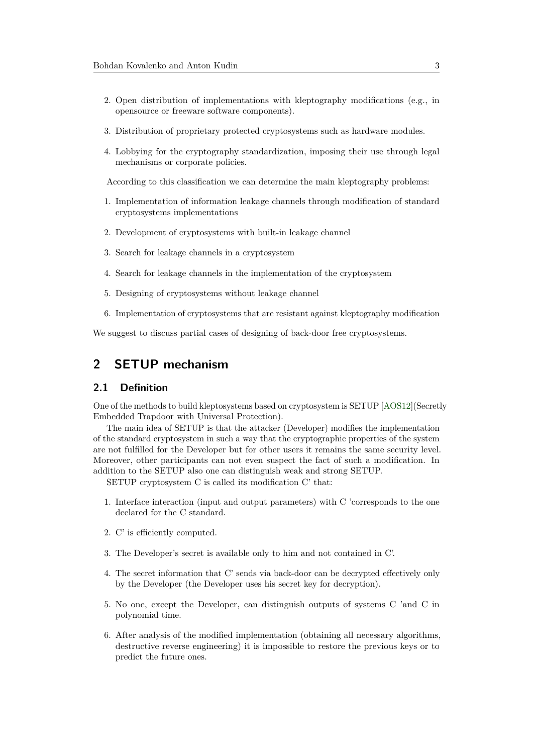2. Open distribution of implementations with kleptography modifications (e.g., in opensource or freeware software components).
3. Distribution of proprietary protected cryptosystems such as hardware modules.
4. Lobbying for the cryptography standardization, imposing their use through legal mechanisms or corporate policies.

According to this classification we can determine the main kleptography problems:

1. Implementation of information leakage channels through modification of standard cryptosystems implementations
2. Development of cryptosystems with built-in leakage channel
3. Search for leakage channels in a cryptosystem
4. Search for leakage channels in the implementation of the cryptosystem
5. Designing of cryptosystems without leakage channel
6. Implementation of cryptosystems that are resistant against kleptography modification

We suggest to discuss partial cases of designing of back-door free cryptosystems.

## 2 SETUP mechanism

### 2.1 Definition

One of the methods to build kleptosystems based on cryptosystem is SETUP [AOS12](Secretly Embedded Trapdoor with Universal Protection).

The main idea of SETUP is that the attacker (Developer) modifies the implementation of the standard cryptosystem in such a way that the cryptographic properties of the system are not fulfilled for the Developer but for other users it remains the same security level. Moreover, other participants can not even suspect the fact of such a modification. In addition to the SETUP also one can distinguish weak and strong SETUP.

SETUP cryptosystem C is called its modification C' that:

1. Interface interaction (input and output parameters) with C 'corresponds to the one declared for the C standard.
2. C' is efficiently computed.
3. The Developer's secret is available only to him and not contained in C'.
4. The secret information that C' sends via back-door can be decrypted effectively only by the Developer (the Developer uses his secret key for decryption).
5. No one, except the Developer, can distinguish outputs of systems C 'and C in polynomial time.
6. After analysis of the modified implementation (obtaining all necessary algorithms, destructive reverse engineering) it is impossible to restore the previous keys or to predict the future ones.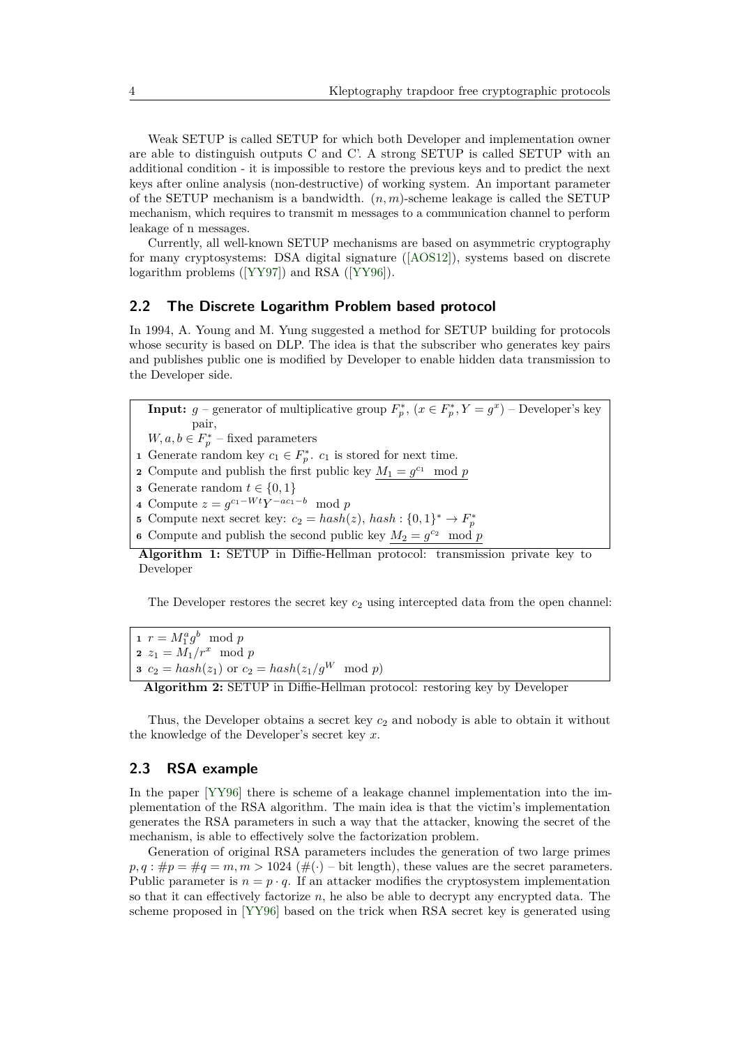Weak SETUP is called SETUP for which both Developer and implementation owner are able to distinguish outputs C and C'. A strong SETUP is called SETUP with an additional condition - it is impossible to restore the previous keys and to predict the next keys after online analysis (non-destructive) of working system. An important parameter of the SETUP mechanism is a bandwidth. $(n, m)$-scheme leakage is called the SETUP mechanism, which requires to transmit m messages to a communication channel to perform leakage of n messages.

Currently, all well-known SETUP mechanisms are based on asymmetric cryptography for many cryptosystems: DSA digital signature ([AOS12]), systems based on discrete logarithm problems ([YY97]) and RSA ([YY96]).

## 2.2 The Discrete Logarithm Problem based protocol

In 1994, A. Young and M. Yung suggested a method for SETUP building for protocols whose security is based on DLP. The idea is that the subscriber who generates key pairs and publishes public one is modified by Developer to enable hidden data transmission to the Developer side.

**Input:** $g$ – generator of multiplicative group $F_p^*$, $(x \in F_p^*, Y = g^x)$ – Developer's key pair,
$W, a, b \in F_p^*$ – fixed parameters

1. Generate random key $c_1 \in F_p^*$. $c_1$ is stored for next time.
2. Compute and publish the first public key $\underline{M_1 = g^{c_1} \mod p}$
3. Generate random $t \in \{0, 1\}$
4. Compute $z = g^{c_1 - Wt} Y^{-ac_1 - b} \mod p$
5. Compute next secret key: $c_2 = hash(z)$, $hash : \{0, 1\}^* \to F_p^*$
6. Compute and publish the second public key $\underline{M_2 = g^{c_2} \mod p}$

**Algorithm 1:** SETUP in Diffie-Hellman protocol: transmission private key to Developer

The Developer restores the secret key $c_2$ using intercepted data from the open channel:

1. $r = M_1^a g^b \mod p$
2. $z_1 = M_1 / r^x \mod p$
3. $c_2 = hash(z_1)$ or $c_2 = hash(z_1 / g^W \mod p)$

**Algorithm 2:** SETUP in Diffie-Hellman protocol: restoring key by Developer

Thus, the Developer obtains a secret key $c_2$ and nobody is able to obtain it without the knowledge of the Developer's secret key $x$.

## 2.3 RSA example

In the paper [YY96] there is scheme of a leakage channel implementation into the implementation of the RSA algorithm. The main idea is that the victim's implementation generates the RSA parameters in such a way that the attacker, knowing the secret of the mechanism, is able to effectively solve the factorization problem.

Generation of original RSA parameters includes the generation of two large primes $p, q : \#p = \#q = m, m > 1024$ ($\#(\cdot)$ – bit length), these values are the secret parameters. Public parameter is $n = p \cdot q$. If an attacker modifies the cryptosystem implementation so that it can effectively factorize $n$, he also be able to decrypt any encrypted data. The scheme proposed in [YY96] based on the trick when RSA secret key is generated using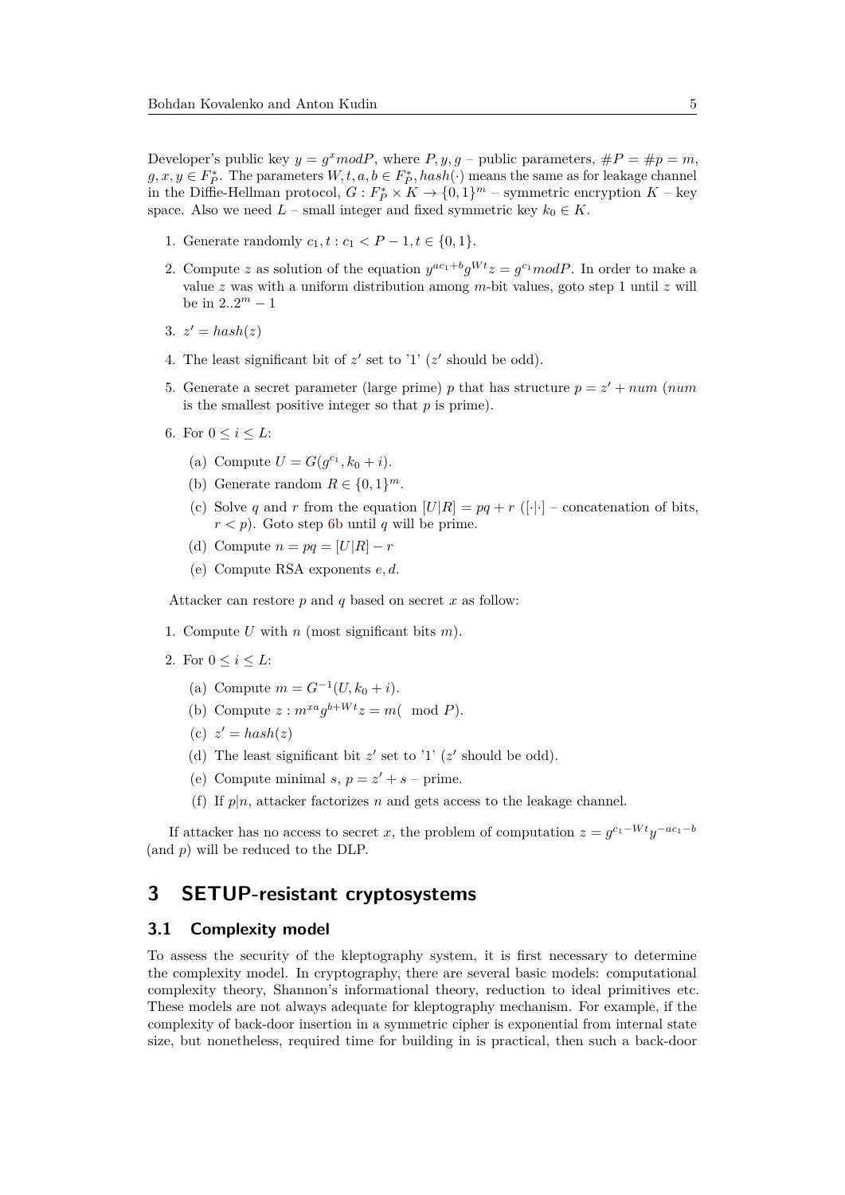Developer's public key $y = g^x mod P$, where $P, y, g$ – public parameters, $\#P = \#p = m$, $g, x, y \in F_P^*$. The parameters $W, t, a, b \in F_P^*$, $hash(\cdot)$ means the same as for leakage channel in the Diffie-Hellman protocol, $G : F_P^* \times K \to \{0,1\}^m$ – symmetric encryption $K$ – key space. Also we need $L$ – small integer and fixed symmetric key $k_0 \in K$.

1. Generate randomly $c_1, t : c_1 < P - 1, t \in \{0, 1\}$.
2. Compute $z$ as solution of the equation $y^{ac_1+b} g^{Wt} z = g^{c_1} mod P$. In order to make a value $z$ was with a uniform distribution among $m$-bit values, goto step 1 until $z$ will be in $2..2^m - 1$
3. $z' = hash(z)$
4. The least significant bit of $z'$ set to '1' ($z'$ should be odd).
5. Generate a secret parameter (large prime) $p$ that has structure $p = z' + num$ ($num$ is the smallest positive integer so that $p$ is prime).
6. For $0 \le i \le L$:
   (a) Compute $U = G(g^{c_1}, k_0 + i)$.
   (b) Generate random $R \in \{0,1\}^m$.
   (c) Solve $q$ and $r$ from the equation $[U|R] = pq + r$ ($[\cdot|\cdot]$ – concatenation of bits, $r < p$). Goto step 6b until $q$ will be prime.
   (d) Compute $n = pq = [U|R] - r$
   (e) Compute RSA exponents $e, d$.

Attacker can restore $p$ and $q$ based on secret $x$ as follow:

1. Compute $U$ with $n$ (most significant bits $m$).
2. For $0 \le i \le L$:
   (a) Compute $m = G^{-1}(U, k_0 + i)$.
   (b) Compute $z : m^{xa} g^{b+Wt} z = m( \mod P)$.
   (c) $z' = hash(z)$
   (d) The least significant bit $z'$ set to '1' ($z'$ should be odd).
   (e) Compute minimal $s$, $p = z' + s$ – prime.
   (f) If $p|n$, attacker factorizes $n$ and gets access to the leakage channel.

If attacker has no access to secret $x$, the problem of computation $z = g^{c_1 - Wt} y^{-ac_1 - b}$ (and $p$) will be reduced to the DLP.

## 3 SETUP-resistant cryptosystems

### 3.1 Complexity model

To assess the security of the kleptography system, it is first necessary to determine the complexity model. In cryptography, there are several basic models: computational complexity theory, Shannon's informational theory, reduction to ideal primitives etc. These models are not always adequate for kleptography mechanism. For example, if the complexity of back-door insertion in a symmetric cipher is exponential from internal state size, but nonetheless, required time for building in is practical, then such a back-door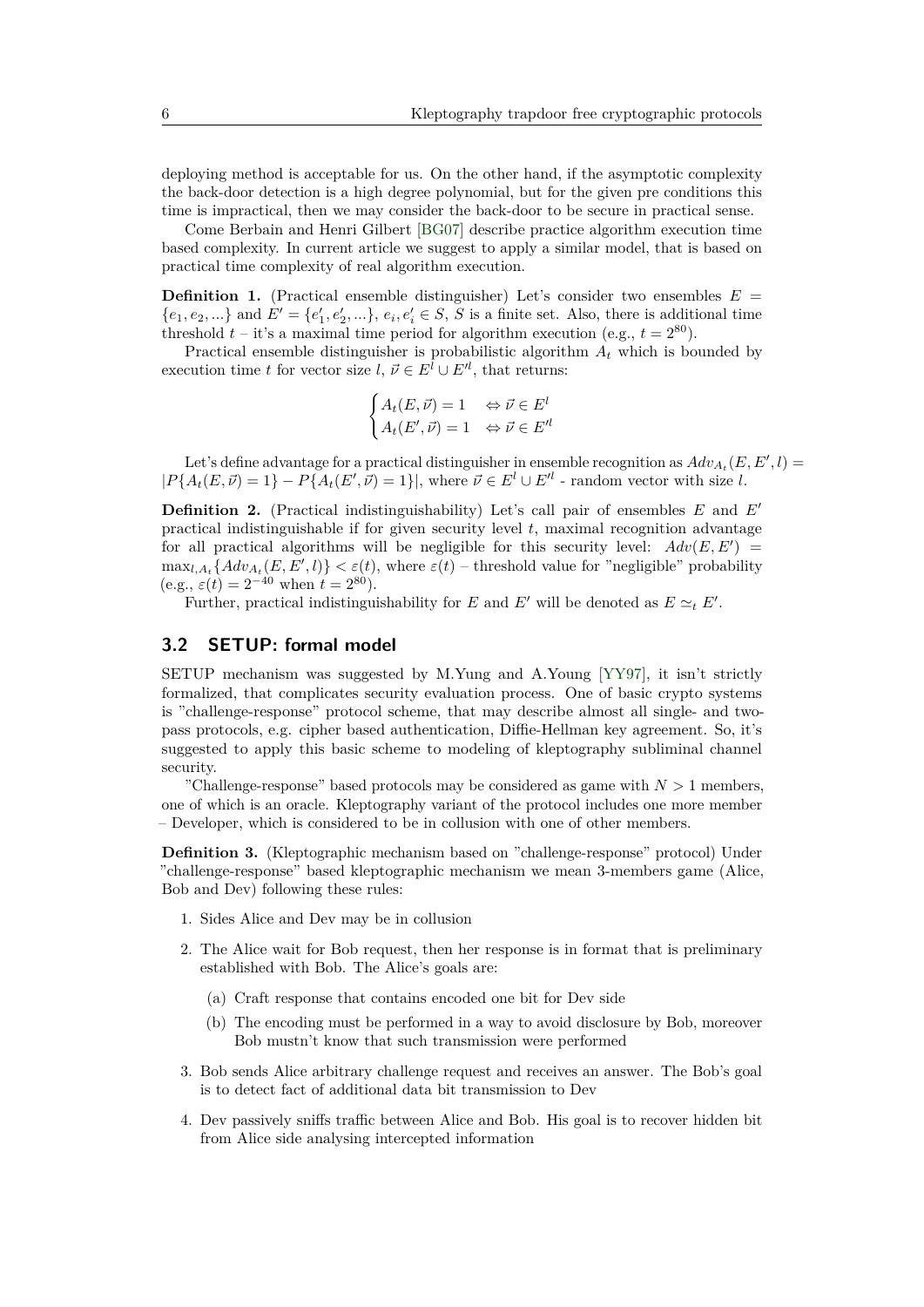deploying method is acceptable for us. On the other hand, if the asymptotic complexity the back-door detection is a high degree polynomial, but for the given pre conditions this time is impractical, then we may consider the back-door to be secure in practical sense.

Come Berbain and Henri Gilbert [BG07] describe practice algorithm execution time based complexity. In current article we suggest to apply a similar model, that is based on practical time complexity of real algorithm execution.

**Definition 1.** (Practical ensemble distinguisher) Let's consider two ensembles $E = \{e_1, e_2, ...\}$ and $E' = \{e'_1, e'_2, ...\}$, $e_i, e'_i \in S$, $S$ is a finite set. Also, there is additional time threshold $t$ – it's a maximal time period for algorithm execution (e.g., $t = 2^{80}$).

Practical ensemble distinguisher is probabilistic algorithm $A_t$ which is bounded by execution time $t$ for vector size $l$, $\vec{\nu} \in E^l \cup E'^l$, that returns:

$$\begin{cases} A_t(E, \vec{\nu}) = 1 & \Leftrightarrow \vec{\nu} \in E^l \\ A_t(E', \vec{\nu}) = 1 & \Leftrightarrow \vec{\nu} \in E'^l \end{cases}$$

Let's define advantage for a practical distinguisher in ensemble recognition as $Adv_{A_t}(E, E', l) = |P\{A_t(E, \vec{\nu}) = 1\} - P\{A_t(E', \vec{\nu}) = 1\}|$, where $\vec{\nu} \in E^l \cup E'^l$ - random vector with size $l$.

**Definition 2.** (Practical indistinguishability) Let's call pair of ensembles $E$ and $E'$ practical indistinguishable if for given security level $t$, maximal recognition advantage for all practical algorithms will be negligible for this security level: $Adv(E, E') = \max_{l, A_t}\{Adv_{A_t}(E, E', l)\} < \varepsilon(t)$, where $\varepsilon(t)$ – threshold value for "negligible" probability (e.g., $\varepsilon(t) = 2^{-40}$ when $t = 2^{80}$).

Further, practical indistinguishability for $E$ and $E'$ will be denoted as $E \simeq_t E'$.

### 3.2 SETUP: formal model

SETUP mechanism was suggested by M.Yung and A.Young [YY97], it isn't strictly formalized, that complicates security evaluation process. One of basic crypto systems is "challenge-response" protocol scheme, that may describe almost all single- and two-pass protocols, e.g. cipher based authentication, Diffie-Hellman key agreement. So, it's suggested to apply this basic scheme to modeling of kleptography subliminal channel security.

"Challenge-response" based protocols may be considered as game with $N > 1$ members, one of which is an oracle. Kleptography variant of the protocol includes one more member – Developer, which is considered to be in collusion with one of other members.

**Definition 3.** (Kleptographic mechanism based on "challenge-response" protocol) Under "challenge-response" based kleptographic mechanism we mean 3-members game (Alice, Bob and Dev) following these rules:

1. Sides Alice and Dev may be in collusion
2. The Alice wait for Bob request, then her response is in format that is preliminary established with Bob. The Alice's goals are:
   (a) Craft response that contains encoded one bit for Dev side
   (b) The encoding must be performed in a way to avoid disclosure by Bob, moreover Bob mustn't know that such transmission were performed
3. Bob sends Alice arbitrary challenge request and receives an answer. The Bob's goal is to detect fact of additional data bit transmission to Dev
4. Dev passively sniffs traffic between Alice and Bob. His goal is to recover hidden bit from Alice side analysing intercepted information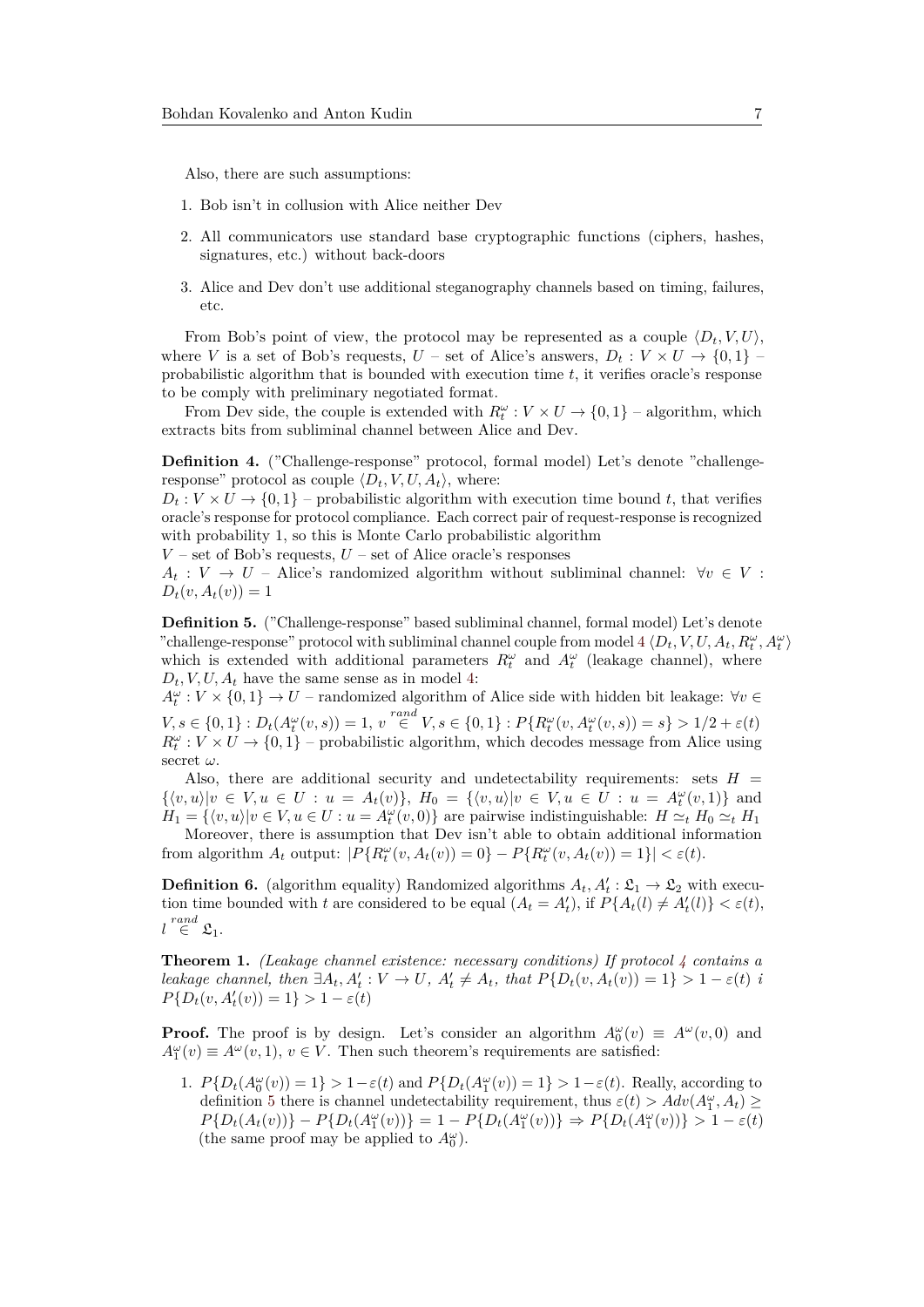Also, there are such assumptions:

1. Bob isn't in collusion with Alice neither Dev
2. All communicators use standard base cryptographic functions (ciphers, hashes, signatures, etc.) without back-doors
3. Alice and Dev don't use additional steganography channels based on timing, failures, etc.

From Bob's point of view, the protocol may be represented as a couple $\langle D_t, V, U \rangle$, where $V$ is a set of Bob's requests, $U$ – set of Alice's answers, $D_t : V \times U \to \{0,1\}$ – probabilistic algorithm that is bounded with execution time $t$, it verifies oracle's response to be comply with preliminary negotiated format.

From Dev side, the couple is extended with $R_t^\omega : V \times U \to \{0,1\}$ – algorithm, which extracts bits from subliminal channel between Alice and Dev.

**Definition 4.** ("Challenge-response" protocol, formal model) Let's denote "challenge-response" protocol as couple $\langle D_t, V, U, A_t \rangle$, where:
$D_t : V \times U \to \{0,1\}$ – probabilistic algorithm with execution time bound $t$, that verifies oracle's response for protocol compliance. Each correct pair of request-response is recognized with probability 1, so this is Monte Carlo probabilistic algorithm
$V$ – set of Bob's requests, $U$ – set of Alice oracle's responses
$A_t : V \to U$ – Alice's randomized algorithm without subliminal channel: $\forall v \in V : D_t(v, A_t(v)) = 1$

**Definition 5.** ("Challenge-response" based subliminal channel, formal model) Let's denote "challenge-response" protocol with subliminal channel couple from model 4 $\langle D_t, V, U, A_t, R_t^\omega, A_t^\omega \rangle$ which is extended with additional parameters $R_t^\omega$ and $A_t^\omega$ (leakage channel), where $D_t, V, U, A_t$ have the same sense as in model 4:
$A_t^\omega : V \times \{0,1\} \to U$ – randomized algorithm of Alice side with hidden bit leakage: $\forall v \in V, s \in \{0,1\} : D_t(A_t^\omega(v,s)) = 1$, $v \overset{rand}{\in} V, s \in \{0,1\} : P\{R_t^\omega(v, A_t^\omega(v,s)) = s\} > 1/2 + \varepsilon(t)$
$R_t^\omega : V \times U \to \{0,1\}$ – probabilistic algorithm, which decodes message from Alice using secret $\omega$.

Also, there are additional security and undetectability requirements: sets $H = \{\langle v, u \rangle | v \in V, u \in U : u = A_t(v)\}$, $H_0 = \{\langle v, u \rangle | v \in V, u \in U : u = A_t^\omega(v,1)\}$ and $H_1 = \{\langle v, u \rangle | v \in V, u \in U : u = A_t^\omega(v,0)\}$ are pairwise indistinguishable: $H \simeq_t H_0 \simeq_t H_1$

Moreover, there is assumption that Dev isn't able to obtain additional information from algorithm $A_t$ output: $|P\{R_t^\omega(v, A_t(v)) = 0\} - P\{R_t^\omega(v, A_t(v)) = 1\}| < \varepsilon(t)$.

**Definition 6.** (algorithm equality) Randomized algorithms $A_t, A'_t : \mathfrak{L}_1 \to \mathfrak{L}_2$ with execution time bounded with $t$ are considered to be equal ($A_t = A'_t$), if $P\{A_t(l) \neq A'_t(l)\} < \varepsilon(t)$, $l \overset{rand}{\in} \mathfrak{L}_1$.

**Theorem 1.** *(Leakage channel existence: necessary conditions) If protocol 4 contains a leakage channel, then $\exists A_t, A'_t : V \to U$, $A'_t \neq A_t$, that $P\{D_t(v, A_t(v)) = 1\} > 1 - \varepsilon(t)$ i $P\{D_t(v, A'_t(v)) = 1\} > 1 - \varepsilon(t)$*

**Proof.** The proof is by design. Let's consider an algorithm $A_0^\omega(v) \equiv A^\omega(v, 0)$ and $A_1^\omega(v) \equiv A^\omega(v, 1)$, $v \in V$. Then such theorem's requirements are satisfied:

1. $P\{D_t(A_0^\omega(v)) = 1\} > 1 - \varepsilon(t)$ and $P\{D_t(A_1^\omega(v)) = 1\} > 1 - \varepsilon(t)$. Really, according to definition 5 there is channel undetectability requirement, thus $\varepsilon(t) > Adv(A_1^\omega, A_t) \geq P\{D_t(A_t(v))\} - P\{D_t(A_1^\omega(v))\} = 1 - P\{D_t(A_1^\omega(v))\} \Rightarrow P\{D_t(A_1^\omega(v))\} > 1 - \varepsilon(t)$ (the same proof may be applied to $A_0^\omega$).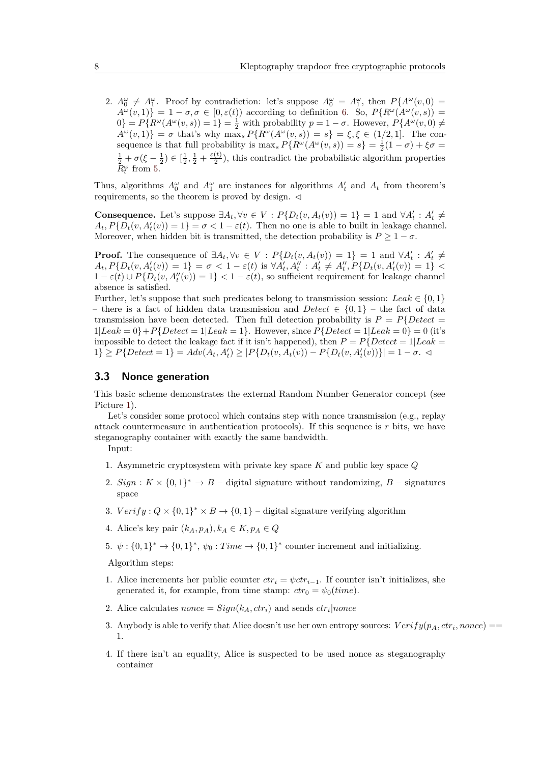2. $A_0^\omega \neq A_1^\omega$. Proof by contradiction: let's suppose $A_0^\omega = A_1^\omega$, then $P\{A^\omega(v,0) = A^\omega(v,1)\} = 1-\sigma, \sigma \in [0, \varepsilon(t))$ according to definition 6. So, $P\{R^\omega(A^\omega(v,s)) = 0\} = P\{R^\omega(A^\omega(v,s)) = 1\} = \frac{1}{2}$ with probability $p = 1-\sigma$. However, $P\{A^\omega(v,0) \neq A^\omega(v,1)\} = \sigma$ that's why $\max_s P\{R^\omega(A^\omega(v,s)) = s\} = \xi, \xi \in (1/2, 1]$. The consequence is that full probability is $\max_s P\{R^\omega(A^\omega(v,s)) = s\} = \frac{1}{2}(1-\sigma) + \xi\sigma = \frac{1}{2} + \sigma(\xi - \frac{1}{2}) \in [\frac{1}{2}, \frac{1}{2} + \frac{\varepsilon(t)}{2})$, this contradict the probabilistic algorithm properties $R_t^\omega$ from 5.

Thus, algorithms $A_0^\omega$ and $A_1^\omega$ are instances for algorithms $A_t'$ and $A_t$ from theorem's requirements, so the theorem is proved by design. $\triangleleft$

**Consequence.** Let's suppose $\exists A_t, \forall v \in V : P\{D_t(v, A_t(v)) = 1\} = 1$ and $\forall A_t' : A_t' \neq A_t, P\{D_t(v, A_t'(v)) = 1\} = \sigma < 1 - \varepsilon(t)$. Then no one is able to built in leakage channel. Moreover, when hidden bit is transmitted, the detection probability is $P \geq 1 - \sigma$.

**Proof.** The consequence of $\exists A_t, \forall v \in V : P\{D_t(v, A_t(v)) = 1\} = 1$ and $\forall A_t' : A_t' \neq A_t, P\{D_t(v, A_t'(v)) = 1\} = \sigma < 1 - \varepsilon(t)$ is $\forall A_t', A_t'' : A_t' \neq A_t'', P\{D_t(v, A_t'(v)) = 1\} < 1 - \varepsilon(t) \cup P\{D_t(v, A_t''(v)) = 1\} < 1 - \varepsilon(t)$, so sufficient requirement for leakage channel absence is satisfied.
Further, let's suppose that such predicates belong to transmission session: $Leak \in \{0,1\}$ – there is a fact of hidden data transmission and $Detect \in \{0,1\}$ – the fact of data transmission have been detected. Then full detection probability is $P = P\{Detect = 1 | Leak = 0\} + P\{Detect = 1 | Leak = 1\}$. However, since $P\{Detect = 1 | Leak = 0\} = 0$ (it's impossible to detect the leakage fact if it isn't happened), then $P = P\{Detect = 1 | Leak = 1\} \geq P\{Detect = 1\} = Adv(A_t, A_t') \geq |P\{D_t(v, A_t(v)) - P\{D_t(v, A_t'(v))\}| = 1 - \sigma$. $\triangleleft$

### 3.3 Nonce generation

This basic scheme demonstrates the external Random Number Generator concept (see Picture 1).

Let's consider some protocol which contains step with nonce transmission (e.g., replay attack countermeasure in authentication protocols). If this sequence is $r$ bits, we have steganography container with exactly the same bandwidth.

Input:

1. Asymmetric cryptosystem with private key space $K$ and public key space $Q$
2. $Sign : K \times \{0,1\}^* \to B$ – digital signature without randomizing, $B$ – signatures space
3. $Verify : Q \times \{0,1\}^* \times B \to \{0,1\}$ – digital signature verifying algorithm
4. Alice's key pair $(k_A, p_A), k_A \in K, p_A \in Q$
5. $\psi : \{0,1\}^* \to \{0,1\}^*$, $\psi_0 : Time \to \{0,1\}^*$ counter increment and initializing.

Algorithm steps:

1. Alice increments her public counter $ctr_i = \psi ctr_{i-1}$. If counter isn't initializes, she generated it, for example, from time stamp: $ctr_0 = \psi_0(time)$.
2. Alice calculates $nonce = Sign(k_A, ctr_i)$ and sends $ctr_i | nonce$
3. Anybody is able to verify that Alice doesn't use her own entropy sources: $Verify(p_A, ctr_i, nonce) == 1$.
4. If there isn't an equality, Alice is suspected to be used nonce as steganography container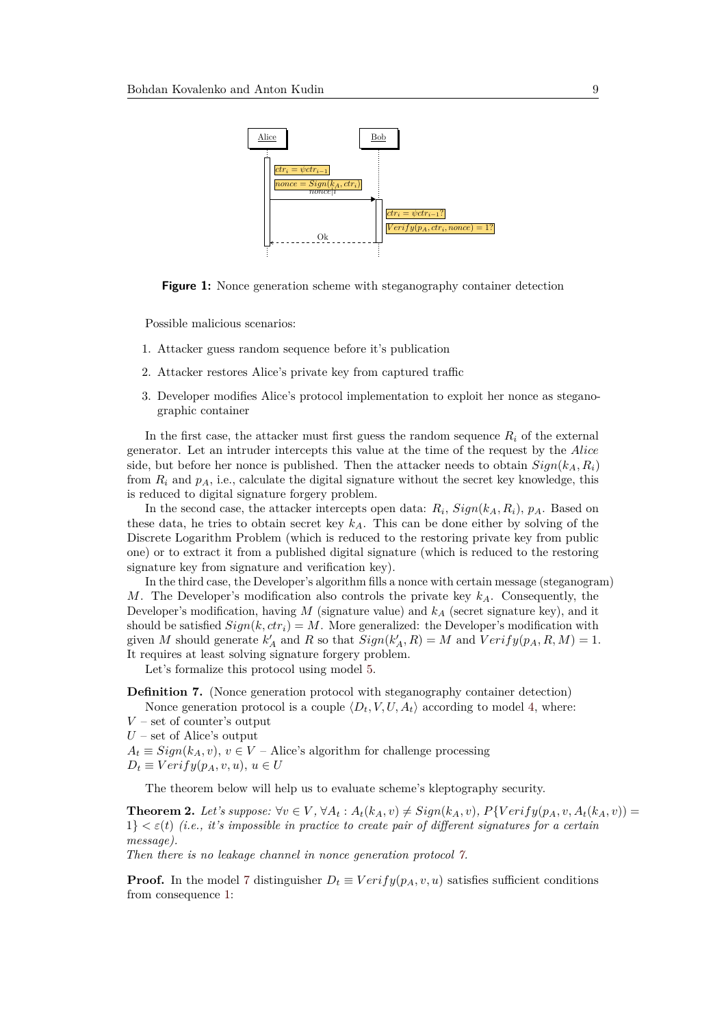**Figure 1:** Nonce generation scheme with steganography container detection

Possible malicious scenarios:

1. Attacker guess random sequence before it's publication
2. Attacker restores Alice's private key from captured traffic
3. Developer modifies Alice's protocol implementation to exploit her nonce as steganographic container

In the first case, the attacker must first guess the random sequence $R_i$ of the external generator. Let an intruder intercepts this value at the time of the request by the *Alice* side, but before her nonce is published. Then the attacker needs to obtain $Sign(k_A, R_i)$ from $R_i$ and $p_A$, i.e., calculate the digital signature without the secret key knowledge, this is reduced to digital signature forgery problem.

In the second case, the attacker intercepts open data: $R_i$, $Sign(k_A, R_i)$, $p_A$. Based on these data, he tries to obtain secret key $k_A$. This can be done either by solving of the Discrete Logarithm Problem (which is reduced to the restoring private key from public one) or to extract it from a published digital signature (which is reduced to the restoring signature key from signature and verification key).

In the third case, the Developer's algorithm fills a nonce with certain message (steganogram) $M$. The Developer's modification also controls the private key $k_A$. Consequently, the Developer's modification, having $M$ (signature value) and $k_A$ (secret signature key), and it should be satisfied $Sign(k, ctr_i) = M$. More generalized: the Developer's modification with given $M$ should generate $k'_A$ and $R$ so that $Sign(k'_A, R) = M$ and $Verify(p_A, R, M) = 1$. It requires at least solving signature forgery problem.

Let's formalize this protocol using model 5.

**Definition 7.** (Nonce generation protocol with steganography container detection)

Nonce generation protocol is a couple $\langle D_t, V, U, A_t \rangle$ according to model 4, where:
$V$ – set of counter's output
$U$ – set of Alice's output
$A_t \equiv Sign(k_A, v)$, $v \in V$ – Alice's algorithm for challenge processing
$D_t \equiv Verify(p_A, v, u)$, $u \in U$

The theorem below will help us to evaluate scheme's kleptography security.

**Theorem 2.** *Let's suppose:* $\forall v \in V$, $\forall A_t : A_t(k_A, v) \neq Sign(k_A, v)$, $P\{Verify(p_A, v, A_t(k_A, v)) = 1\} < \varepsilon(t)$ *(i.e., it's impossible in practice to create pair of different signatures for a certain message).*
*Then there is no leakage channel in nonce generation protocol 7.*

**Proof.** In the model 7 distinguisher $D_t \equiv Verify(p_A, v, u)$ satisfies sufficient conditions from consequence 1: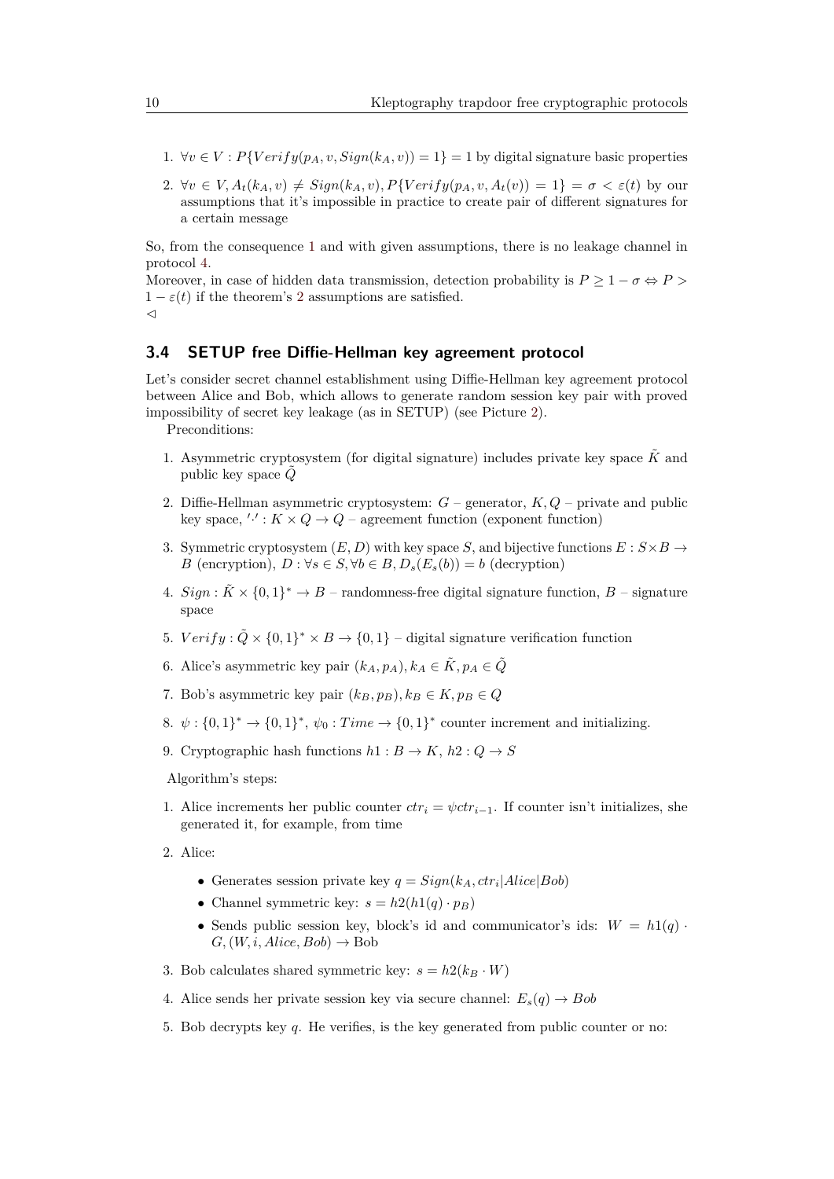1. $\forall v \in V : P\{Verify(p_A, v, Sign(k_A, v)) = 1\} = 1$ by digital signature basic properties
2. $\forall v \in V, A_t(k_A, v) \neq Sign(k_A, v), P\{Verify(p_A, v, A_t(v)) = 1\} = \sigma < \varepsilon(t)$ by our assumptions that it's impossible in practice to create pair of different signatures for a certain message

So, from the consequence 1 and with given assumptions, there is no leakage channel in protocol 4.
Moreover, in case of hidden data transmission, detection probability is $P \geq 1 - \sigma \Leftrightarrow P > 1 - \varepsilon(t)$ if the theorem's 2 assumptions are satisfied.
$\triangleleft$

### 3.4 SETUP free Diffie-Hellman key agreement protocol

Let's consider secret channel establishment using Diffie-Hellman key agreement protocol between Alice and Bob, which allows to generate random session key pair with proved impossibility of secret key leakage (as in SETUP) (see Picture 2).

Preconditions:

1. Asymmetric cryptosystem (for digital signature) includes private key space $\tilde{K}$ and public key space $\tilde{Q}$
2. Diffie-Hellman asymmetric cryptosystem: $G$ – generator, $K, Q$ – private and public key space, $'\cdot' : K \times Q \to Q$ – agreement function (exponent function)
3. Symmetric cryptosystem $(E, D)$ with key space $S$, and bijective functions $E : S \times B \to B$ (encryption), $D : \forall s \in S, \forall b \in B, D_s(E_s(b)) = b$ (decryption)
4. $Sign : \tilde{K} \times \{0,1\}^* \to B$ – randomness-free digital signature function, $B$ – signature space
5. $Verify : \tilde{Q} \times \{0,1\}^* \times B \to \{0,1\}$ – digital signature verification function
6. Alice's asymmetric key pair $(k_A, p_A), k_A \in \tilde{K}, p_A \in \tilde{Q}$
7. Bob's asymmetric key pair $(k_B, p_B), k_B \in K, p_B \in Q$
8. $\psi : \{0,1\}^* \to \{0,1\}^*$, $\psi_0 : Time \to \{0,1\}^*$ counter increment and initializing.
9. Cryptographic hash functions $h1 : B \to K$, $h2 : Q \to S$

Algorithm's steps:

1. Alice increments her public counter $ctr_i = \psi ctr_{i-1}$. If counter isn't initializes, she generated it, for example, from time
2. Alice:
   - Generates session private key $q = Sign(k_A, ctr_i|Alice|Bob)$
   - Channel symmetric key: $s = h2(h1(q) \cdot p_B)$
   - Sends public session key, block's id and communicator's ids: $W = h1(q) \cdot G, (W, i, Alice, Bob) \to$ Bob
3. Bob calculates shared symmetric key: $s = h2(k_B \cdot W)$
4. Alice sends her private session key via secure channel: $E_s(q) \to Bob$
5. Bob decrypts key $q$. He verifies, is the key generated from public counter or no: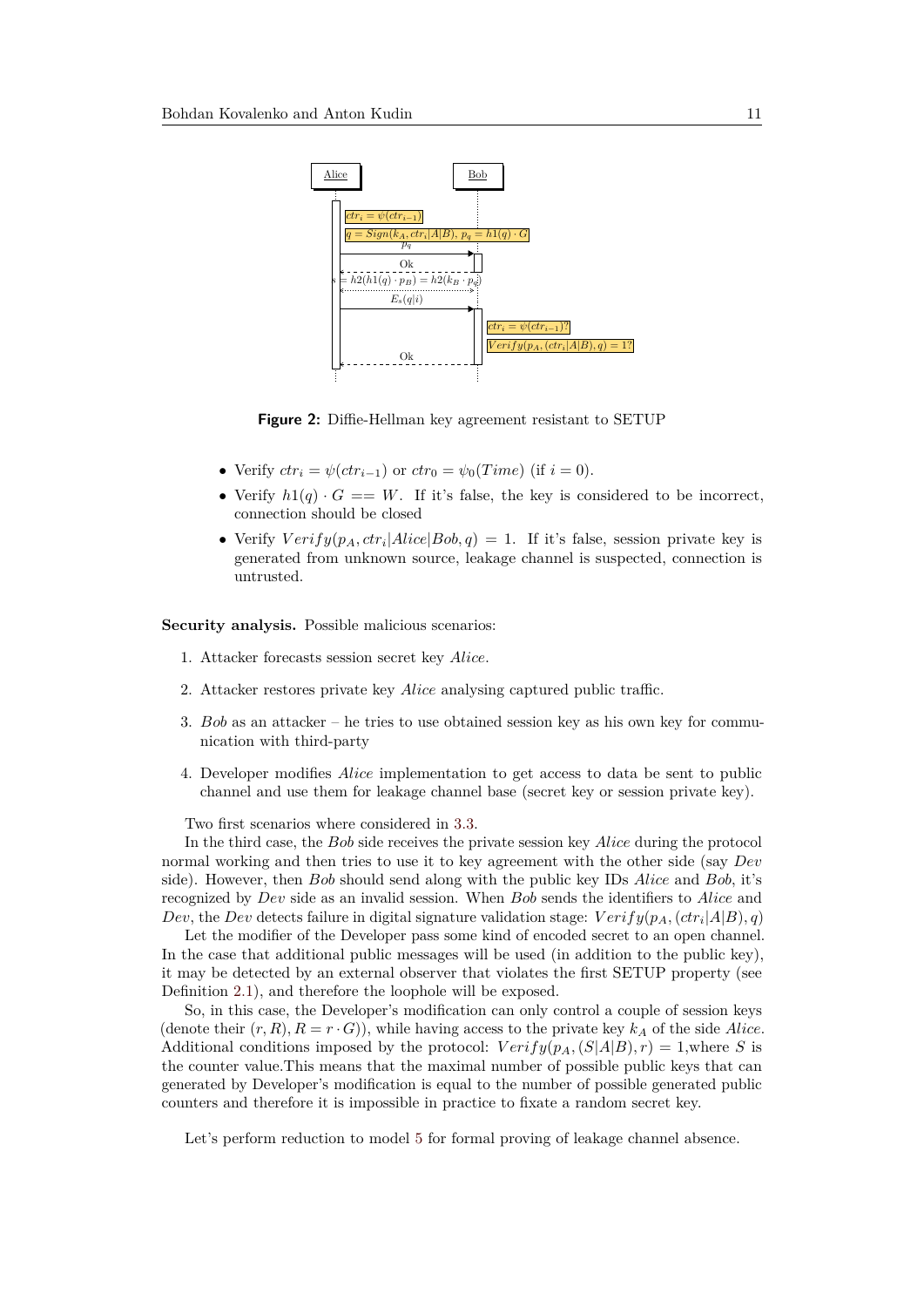**Figure 2:** Diffie-Hellman key agreement resistant to SETUP

- Verify $ctr_i = \psi(ctr_{i-1})$ or $ctr_0 = \psi_0(Time)$ (if $i = 0$).
- Verify $h1(q) \cdot G == W$. If it's false, the key is considered to be incorrect, connection should be closed
- Verify $Verify(p_A, ctr_i|Alice|Bob, q) = 1$. If it's false, session private key is generated from unknown source, leakage channel is suspected, connection is untrusted.

**Security analysis.** Possible malicious scenarios:

1. Attacker forecasts session secret key *Alice*.
2. Attacker restores private key *Alice* analysing captured public traffic.
3. *Bob* as an attacker – he tries to use obtained session key as his own key for communication with third-party
4. Developer modifies *Alice* implementation to get access to data be sent to public channel and use them for leakage channel base (secret key or session private key).

Two first scenarios where considered in 3.3.

In the third case, the *Bob* side receives the private session key *Alice* during the protocol normal working and then tries to use it to key agreement with the other side (say *Dev* side). However, then *Bob* should send along with the public key IDs *Alice* and *Bob*, it's recognized by *Dev* side as an invalid session. When *Bob* sends the identifiers to *Alice* and *Dev*, the *Dev* detects failure in digital signature validation stage: $Verify(p_A, (ctr_i|A|B), q)$

Let the modifier of the Developer pass some kind of encoded secret to an open channel. In the case that additional public messages will be used (in addition to the public key), it may be detected by an external observer that violates the first SETUP property (see Definition 2.1), and therefore the loophole will be exposed.

So, in this case, the Developer's modification can only control a couple of session keys (denote their $(r, R), R = r \cdot G)$), while having access to the private key $k_A$ of the side *Alice*. Additional conditions imposed by the protocol: $Verify(p_A, (S|A|B), r) = 1$,where $S$ is the counter value.This means that the maximal number of possible public keys that can generated by Developer's modification is equal to the number of possible generated public counters and therefore it is impossible in practice to fixate a random secret key.

Let's perform reduction to model 5 for formal proving of leakage channel absence.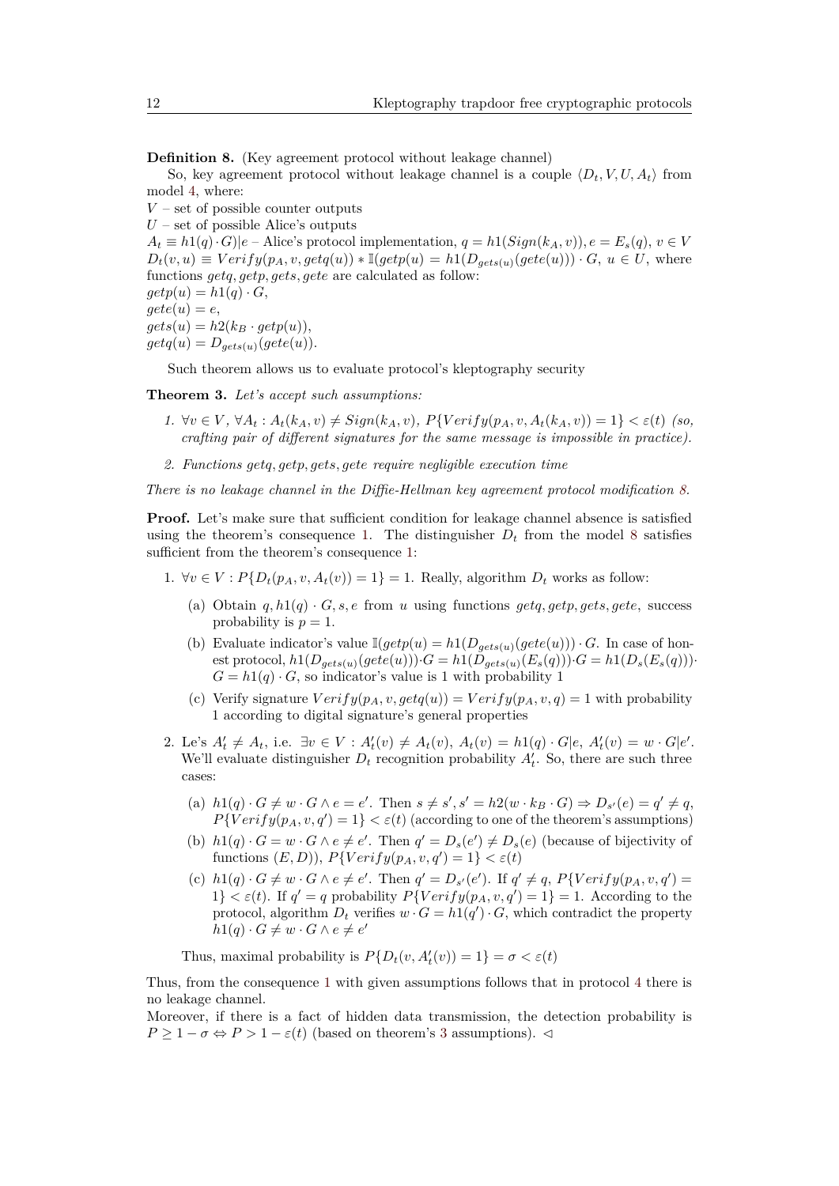**Definition 8.** (Key agreement protocol without leakage channel)

So, key agreement protocol without leakage channel is a couple $\langle D_t, V, U, A_t \rangle$ from model 4, where:
$V$ – set of possible counter outputs
$U$ – set of possible Alice's outputs
$A_t \equiv h1(q) \cdot G)|e$ – Alice's protocol implementation, $q = h1(Sign(k_A, v)), e = E_s(q)$, $v \in V$
$D_t(v, u) \equiv Verify(p_A, v, getq(u)) * \mathbb{I}(getp(u) = h1(D_{gets(u)}(gete(u))) \cdot G$, $u \in U$, where functions $getq, getp, gets, gete$ are calculated as follow:
$getp(u) = h1(q) \cdot G$,
$gete(u) = e$,
$gets(u) = h2(k_B \cdot getp(u))$,
$getq(u) = D_{gets(u)}(gete(u))$.

Such theorem allows us to evaluate protocol's kleptography security

**Theorem 3.** *Let's accept such assumptions:*

1. $\forall v \in V$, $\forall A_t : A_t(k_A, v) \neq Sign(k_A, v)$, $P\{Verify(p_A, v, A_t(k_A, v)) = 1\} < \varepsilon(t)$ *(so, crafting pair of different signatures for the same message is impossible in practice).*
2. *Functions* $getq, getp, gets, gete$ *require negligible execution time*

*There is no leakage channel in the Diffie-Hellman key agreement protocol modification 8.*

**Proof.** Let's make sure that sufficient condition for leakage channel absence is satisfied using the theorem's consequence 1. The distinguisher $D_t$ from the model 8 satisfies sufficient from the theorem's consequence 1:

1. $\forall v \in V : P\{D_t(p_A, v, A_t(v)) = 1\} = 1$. Really, algorithm $D_t$ works as follow:
   (a) Obtain $q, h1(q) \cdot G, s, e$ from $u$ using functions $getq, getp, gets, gete$, success probability is $p = 1$.
   (b) Evaluate indicator's value $\mathbb{I}(getp(u) = h1(D_{gets(u)}(gete(u))) \cdot G$. In case of honest protocol, $h1(D_{gets(u)}(gete(u))) \cdot G = h1(D_{gets(u)}(E_s(q))) \cdot G = h1(D_s(E_s(q))) \cdot G = h1(q) \cdot G$, so indicator's value is 1 with probability 1
   (c) Verify signature $Verify(p_A, v, getq(u)) = Verify(p_A, v, q) = 1$ with probability 1 according to digital signature's general properties
2. Le's $A'_t \neq A_t$, i.e. $\exists v \in V : A'_t(v) \neq A_t(v)$, $A_t(v) = h1(q) \cdot G|e$, $A'_t(v) = w \cdot G|e'$. We'll evaluate distinguisher $D_t$ recognition probability $A'_t$. So, there are such three cases:
   (a) $h1(q) \cdot G \neq w \cdot G \wedge e = e'$. Then $s \neq s', s' = h2(w \cdot k_B \cdot G) \Rightarrow D_{s'}(e) = q' \neq q$, $P\{Verify(p_A, v, q') = 1\} < \varepsilon(t)$ (according to one of the theorem's assumptions)
   (b) $h1(q) \cdot G = w \cdot G \wedge e \neq e'$. Then $q' = D_s(e') \neq D_s(e)$ (because of bijectivity of functions $(E, D)$), $P\{Verify(p_A, v, q') = 1\} < \varepsilon(t)$
   (c) $h1(q) \cdot G \neq w \cdot G \wedge e \neq e'$. Then $q' = D_{s'}(e')$. If $q' \neq q$, $P\{Verify(p_A, v, q') = 1\} < \varepsilon(t)$. If $q' = q$ probability $P\{Verify(p_A, v, q') = 1\} = 1$. According to the protocol, algorithm $D_t$ verifies $w \cdot G = h1(q') \cdot G$, which contradict the property $h1(q) \cdot G \neq w \cdot G \wedge e \neq e'$

   Thus, maximal probability is $P\{D_t(v, A'_t(v)) = 1\} = \sigma < \varepsilon(t)$

Thus, from the consequence 1 with given assumptions follows that in protocol 4 there is no leakage channel.
Moreover, if there is a fact of hidden data transmission, the detection probability is $P \geq 1 - \sigma \Leftrightarrow P > 1 - \varepsilon(t)$ (based on theorem's 3 assumptions). $\triangleleft$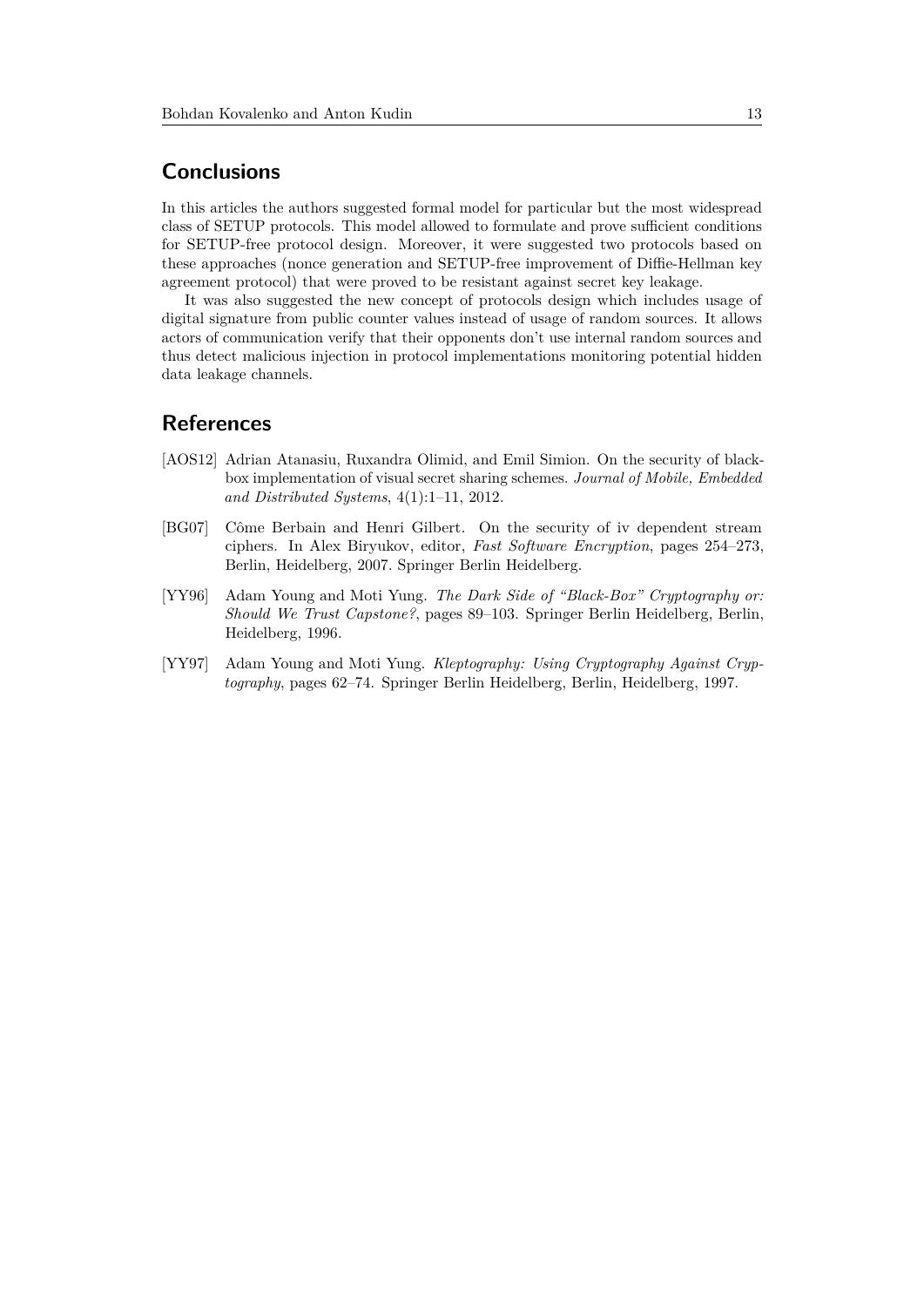## Conclusions

In this articles the authors suggested formal model for particular but the most widespread class of SETUP protocols. This model allowed to formulate and prove sufficient conditions for SETUP-free protocol design. Moreover, it were suggested two protocols based on these approaches (nonce generation and SETUP-free improvement of Diffie-Hellman key agreement protocol) that were proved to be resistant against secret key leakage.

It was also suggested the new concept of protocols design which includes usage of digital signature from public counter values instead of usage of random sources. It allows actors of communication verify that their opponents don't use internal random sources and thus detect malicious injection in protocol implementations monitoring potential hidden data leakage channels.

## References

[AOS12] Adrian Atanasiu, Ruxandra Olimid, and Emil Simion. On the security of black-box implementation of visual secret sharing schemes. *Journal of Mobile, Embedded and Distributed Systems*, 4(1):1–11, 2012.

[BG07] Côme Berbain and Henri Gilbert. On the security of iv dependent stream ciphers. In Alex Biryukov, editor, *Fast Software Encryption*, pages 254–273, Berlin, Heidelberg, 2007. Springer Berlin Heidelberg.

[YY96] Adam Young and Moti Yung. *The Dark Side of "Black-Box" Cryptography or: Should We Trust Capstone?*, pages 89–103. Springer Berlin Heidelberg, Berlin, Heidelberg, 1996.

[YY97] Adam Young and Moti Yung. *Kleptography: Using Cryptography Against Cryptography*, pages 62–74. Springer Berlin Heidelberg, Berlin, Heidelberg, 1997.